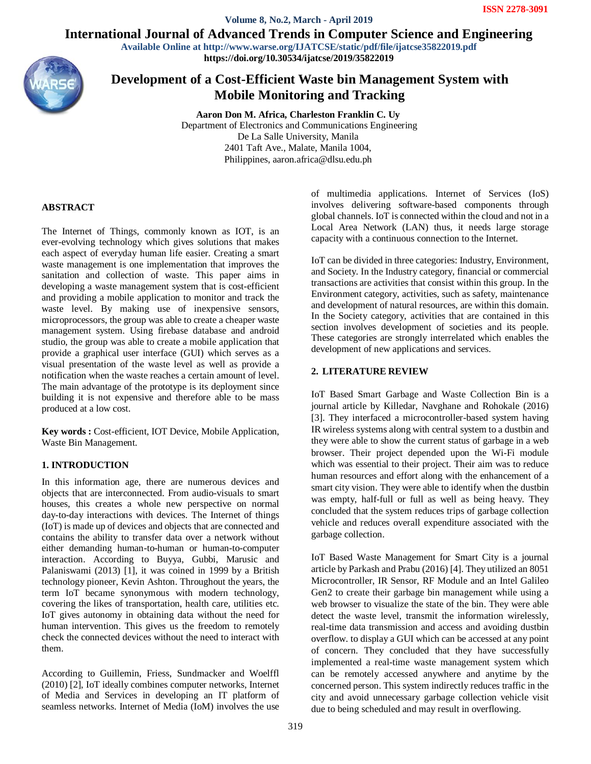# Development of a Cost-Efficient Waste bin Management System with Mobile Monitoring and Tracking

**Aaron Don M. Africa, Charleston Franklin C. Uy**
Department of Electronics and Communications Engineering
De La Salle University, Manila
2401 Taft Ave., Malate, Manila 1004,
Philippines, aaron.africa@dlsu.edu.ph

## ABSTRACT

The Internet of Things, commonly known as IOT, is an ever-evolving technology which gives solutions that makes each aspect of everyday human life easier. Creating a smart waste management is one implementation that improves the sanitation and collection of waste. This paper aims in developing a waste management system that is cost-efficient and providing a mobile application to monitor and track the waste level. By making use of inexpensive sensors, microprocessors, the group was able to create a cheaper waste management system. Using firebase database and android studio, the group was able to create a mobile application that provide a graphical user interface (GUI) which serves as a visual presentation of the waste level as well as provide a notification when the waste reaches a certain amount of level. The main advantage of the prototype is its deployment since building it is not expensive and therefore able to be mass produced at a low cost.

**Key words :** Cost-efficient, IOT Device, Mobile Application, Waste Bin Management.

## 1. INTRODUCTION

In this information age, there are numerous devices and objects that are interconnected. From audio-visuals to smart houses, this creates a whole new perspective on normal day-to-day interactions with devices. The Internet of things (IoT) is made up of devices and objects that are connected and contains the ability to transfer data over a network without either demanding human-to-human or human-to-computer interaction. According to Buyya, Gubbi, Marusic and Palaniswami (2013) [1], it was coined in 1999 by a British technology pioneer, Kevin Ashton. Throughout the years, the term IoT became synonymous with modern technology, covering the likes of transportation, health care, utilities etc. IoT gives autonomy in obtaining data without the need for human intervention. This gives us the freedom to remotely check the connected devices without the need to interact with them.

According to Guillemin, Friess, Sundmacker and Woelffl (2010) [2], IoT ideally combines computer networks, Internet of Media and Services in developing an IT platform of seamless networks. Internet of Media (IoM) involves the use of multimedia applications. Internet of Services (IoS) involves delivering software-based components through global channels. IoT is connected within the cloud and not in a Local Area Network (LAN) thus, it needs large storage capacity with a continuous connection to the Internet.

IoT can be divided in three categories: Industry, Environment, and Society. In the Industry category, financial or commercial transactions are activities that consist within this group. In the Environment category, activities, such as safety, maintenance and development of natural resources, are within this domain. In the Society category, activities that are contained in this section involves development of societies and its people. These categories are strongly interrelated which enables the development of new applications and services.

## 2. LITERATURE REVIEW

IoT Based Smart Garbage and Waste Collection Bin is a journal article by Killedar, Navghane and Rohokale (2016) [3]. They interfaced a microcontroller-based system having IR wireless systems along with central system to a dustbin and they were able to show the current status of garbage in a web browser. Their project depended upon the Wi-Fi module which was essential to their project. Their aim was to reduce human resources and effort along with the enhancement of a smart city vision. They were able to identify when the dustbin was empty, half-full or full as well as being heavy. They concluded that the system reduces trips of garbage collection vehicle and reduces overall expenditure associated with the garbage collection.

IoT Based Waste Management for Smart City is a journal article by Parkash and Prabu (2016) [4]. They utilized an 8051 Microcontroller, IR Sensor, RF Module and an Intel Galileo Gen2 to create their garbage bin management while using a web browser to visualize the state of the bin. They were able detect the waste level, transmit the information wirelessly, real-time data transmission and access and avoiding dustbin overflow. to display a GUI which can be accessed at any point of concern. They concluded that they have successfully implemented a real-time waste management system which can be remotely accessed anywhere and anytime by the concerned person. This system indirectly reduces traffic in the city and avoid unnecessary garbage collection vehicle visit due to being scheduled and may result in overflowing.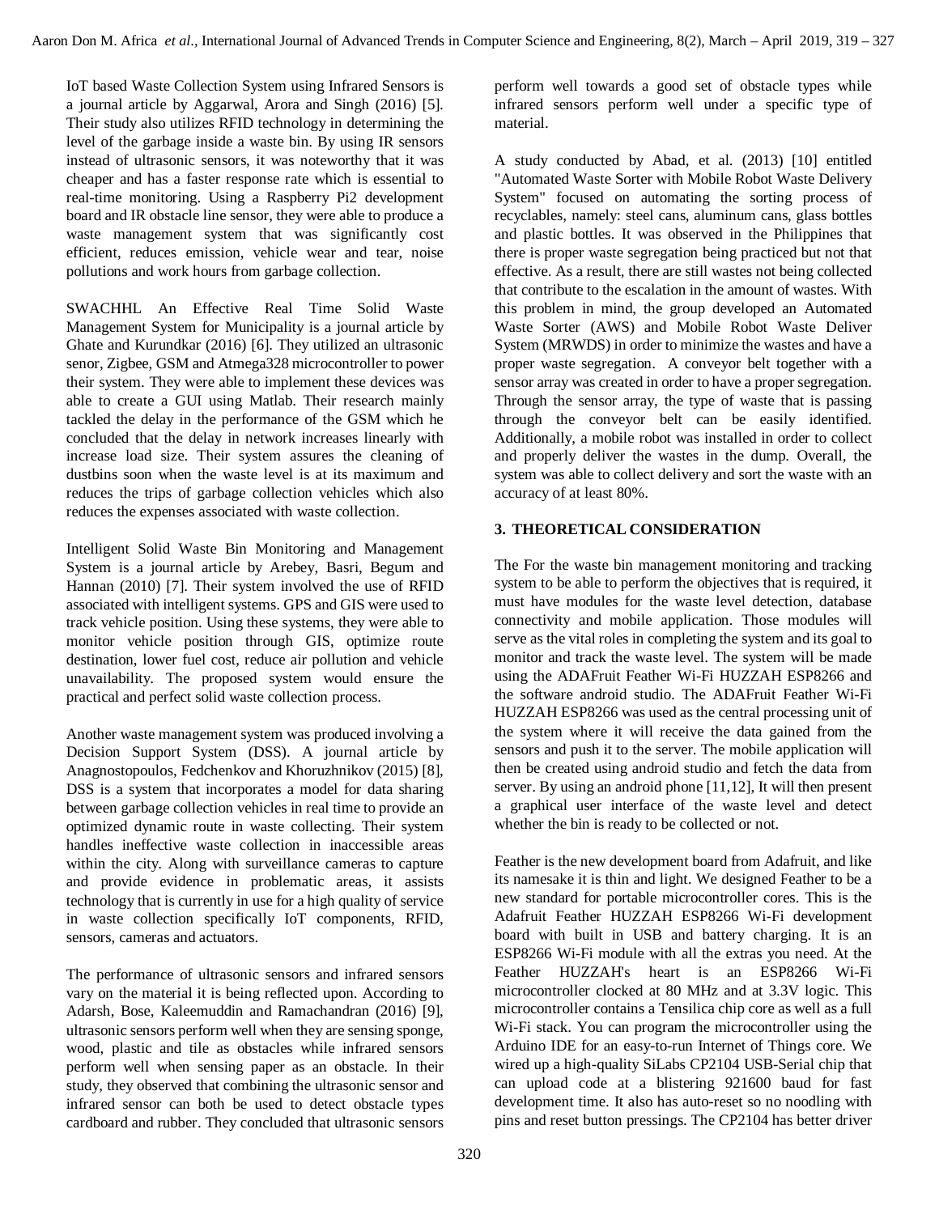IoT based Waste Collection System using Infrared Sensors is a journal article by Aggarwal, Arora and Singh (2016) [5]. Their study also utilizes RFID technology in determining the level of the garbage inside a waste bin. By using IR sensors instead of ultrasonic sensors, it was noteworthy that it was cheaper and has a faster response rate which is essential to real-time monitoring. Using a Raspberry Pi2 development board and IR obstacle line sensor, they were able to produce a waste management system that was significantly cost efficient, reduces emission, vehicle wear and tear, noise pollutions and work hours from garbage collection.

SWACHHL An Effective Real Time Solid Waste Management System for Municipality is a journal article by Ghate and Kurundkar (2016) [6]. They utilized an ultrasonic senor, Zigbee, GSM and Atmega328 microcontroller to power their system. They were able to implement these devices was able to create a GUI using Matlab. Their research mainly tackled the delay in the performance of the GSM which he concluded that the delay in network increases linearly with increase load size. Their system assures the cleaning of dustbins soon when the waste level is at its maximum and reduces the trips of garbage collection vehicles which also reduces the expenses associated with waste collection.

Intelligent Solid Waste Bin Monitoring and Management System is a journal article by Arebey, Basri, Begum and Hannan (2010) [7]. Their system involved the use of RFID associated with intelligent systems. GPS and GIS were used to track vehicle position. Using these systems, they were able to monitor vehicle position through GIS, optimize route destination, lower fuel cost, reduce air pollution and vehicle unavailability. The proposed system would ensure the practical and perfect solid waste collection process.

Another waste management system was produced involving a Decision Support System (DSS). A journal article by Anagnostopoulos, Fedchenkov and Khoruzhnikov (2015) [8], DSS is a system that incorporates a model for data sharing between garbage collection vehicles in real time to provide an optimized dynamic route in waste collecting. Their system handles ineffective waste collection in inaccessible areas within the city. Along with surveillance cameras to capture and provide evidence in problematic areas, it assists technology that is currently in use for a high quality of service in waste collection specifically IoT components, RFID, sensors, cameras and actuators.

The performance of ultrasonic sensors and infrared sensors vary on the material it is being reflected upon. According to Adarsh, Bose, Kaleemuddin and Ramachandran (2016) [9], ultrasonic sensors perform well when they are sensing sponge, wood, plastic and tile as obstacles while infrared sensors perform well when sensing paper as an obstacle. In their study, they observed that combining the ultrasonic sensor and infrared sensor can both be used to detect obstacle types cardboard and rubber. They concluded that ultrasonic sensors perform well towards a good set of obstacle types while infrared sensors perform well under a specific type of material.

A study conducted by Abad, et al. (2013) [10] entitled "Automated Waste Sorter with Mobile Robot Waste Delivery System" focused on automating the sorting process of recyclables, namely: steel cans, aluminum cans, glass bottles and plastic bottles. It was observed in the Philippines that there is proper waste segregation being practiced but not that effective. As a result, there are still wastes not being collected that contribute to the escalation in the amount of wastes. With this problem in mind, the group developed an Automated Waste Sorter (AWS) and Mobile Robot Waste Deliver System (MRWDS) in order to minimize the wastes and have a proper waste segregation. A conveyor belt together with a sensor array was created in order to have a proper segregation. Through the sensor array, the type of waste that is passing through the conveyor belt can be easily identified. Additionally, a mobile robot was installed in order to collect and properly deliver the wastes in the dump. Overall, the system was able to collect delivery and sort the waste with an accuracy of at least 80%.

## 3. THEORETICAL CONSIDERATION

The For the waste bin management monitoring and tracking system to be able to perform the objectives that is required, it must have modules for the waste level detection, database connectivity and mobile application. Those modules will serve as the vital roles in completing the system and its goal to monitor and track the waste level. The system will be made using the ADAFruit Feather Wi-Fi HUZZAH ESP8266 and the software android studio. The ADAFruit Feather Wi-Fi HUZZAH ESP8266 was used as the central processing unit of the system where it will receive the data gained from the sensors and push it to the server. The mobile application will then be created using android studio and fetch the data from server. By using an android phone [11,12], It will then present a graphical user interface of the waste level and detect whether the bin is ready to be collected or not.

Feather is the new development board from Adafruit, and like its namesake it is thin and light. We designed Feather to be a new standard for portable microcontroller cores. This is the Adafruit Feather HUZZAH ESP8266 Wi-Fi development board with built in USB and battery charging. It is an ESP8266 Wi-Fi module with all the extras you need. At the Feather HUZZAH's heart is an ESP8266 Wi-Fi microcontroller clocked at 80 MHz and at 3.3V logic. This microcontroller contains a Tensilica chip core as well as a full Wi-Fi stack. You can program the microcontroller using the Arduino IDE for an easy-to-run Internet of Things core. We wired up a high-quality SiLabs CP2104 USB-Serial chip that can upload code at a blistering 921600 baud for fast development time. It also has auto-reset so no noodling with pins and reset button pressings. The CP2104 has better driver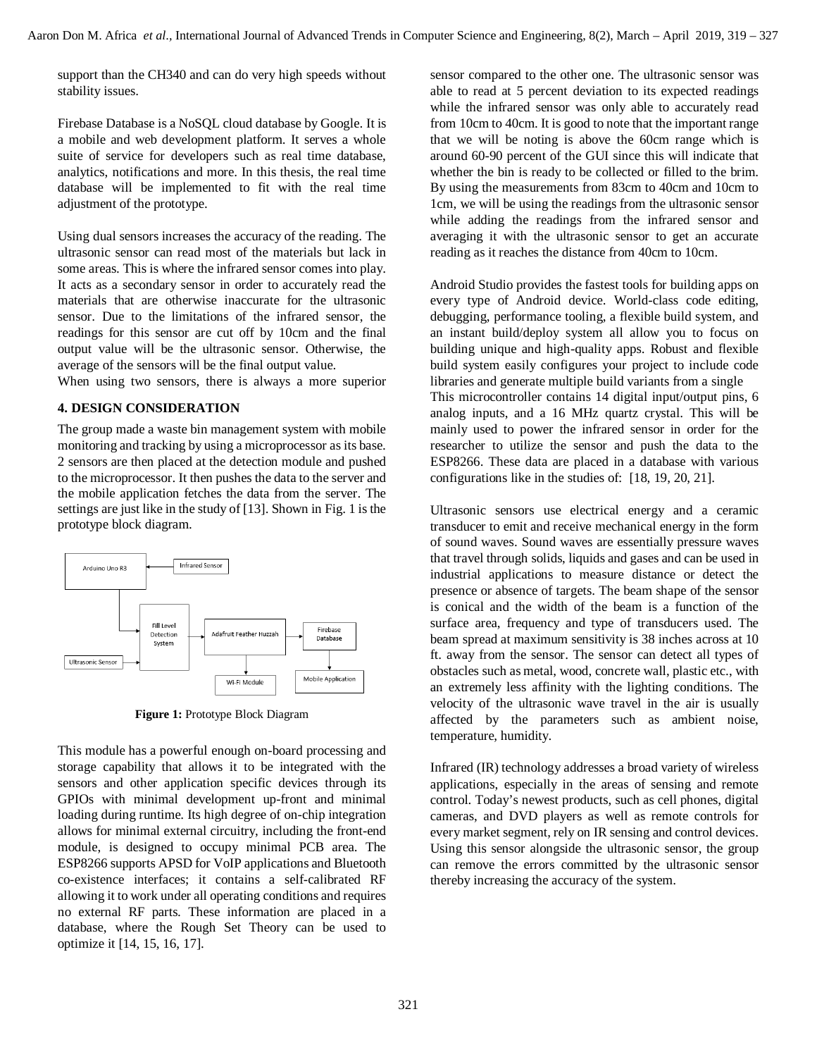support than the CH340 and can do very high speeds without stability issues.

Firebase Database is a NoSQL cloud database by Google. It is a mobile and web development platform. It serves a whole suite of service for developers such as real time database, analytics, notifications and more. In this thesis, the real time database will be implemented to fit with the real time adjustment of the prototype.

Using dual sensors increases the accuracy of the reading. The ultrasonic sensor can read most of the materials but lack in some areas. This is where the infrared sensor comes into play. It acts as a secondary sensor in order to accurately read the materials that are otherwise inaccurate for the ultrasonic sensor. Due to the limitations of the infrared sensor, the readings for this sensor are cut off by 10cm and the final output value will be the ultrasonic sensor. Otherwise, the average of the sensors will be the final output value.
When using two sensors, there is always a more superior sensor compared to the other one. The ultrasonic sensor was able to read at 5 percent deviation to its expected readings while the infrared sensor was only able to accurately read from 10cm to 40cm. It is good to note that the important range that we will be noting is above the 60cm range which is around 60-90 percent of the GUI since this will indicate that whether the bin is ready to be collected or filled to the brim. By using the measurements from 83cm to 40cm and 10cm to 1cm, we will be using the readings from the ultrasonic sensor while adding the readings from the infrared sensor and averaging it with the ultrasonic sensor to get an accurate reading as it reaches the distance from 40cm to 10cm.

## 4. DESIGN CONSIDERATION

The group made a waste bin management system with mobile monitoring and tracking by using a microprocessor as its base. 2 sensors are then placed at the detection module and pushed to the microprocessor. It then pushes the data to the server and the mobile application fetches the data from the server. The settings are just like in the study of [13]. Shown in Fig. 1 is the prototype block diagram.

Arduino Uno R3

Infrared Sensor

Fill Level Detection System

Adafruit Feather Huzzah

Firebase Database

Ultrasonic Sensor

Wi-Fi Module

Mobile Application

**Figure 1:** Prototype Block Diagram

This module has a powerful enough on-board processing and storage capability that allows it to be integrated with the sensors and other application specific devices through its GPIOs with minimal development up-front and minimal loading during runtime. Its high degree of on-chip integration allows for minimal external circuitry, including the front-end module, is designed to occupy minimal PCB area. The ESP8266 supports APSD for VoIP applications and Bluetooth co-existence interfaces; it contains a self-calibrated RF allowing it to work under all operating conditions and requires no external RF parts. These information are placed in a database, where the Rough Set Theory can be used to optimize it [14, 15, 16, 17].

Android Studio provides the fastest tools for building apps on every type of Android device. World-class code editing, debugging, performance tooling, a flexible build system, and an instant build/deploy system all allow you to focus on building unique and high-quality apps. Robust and flexible build system easily configures your project to include code libraries and generate multiple build variants from a single
This microcontroller contains 14 digital input/output pins, 6 analog inputs, and a 16 MHz quartz crystal. This will be mainly used to power the infrared sensor in order for the researcher to utilize the sensor and push the data to the ESP8266. These data are placed in a database with various configurations like in the studies of: [18, 19, 20, 21].

Ultrasonic sensors use electrical energy and a ceramic transducer to emit and receive mechanical energy in the form of sound waves. Sound waves are essentially pressure waves that travel through solids, liquids and gases and can be used in industrial applications to measure distance or detect the presence or absence of targets. The beam shape of the sensor is conical and the width of the beam is a function of the surface area, frequency and type of transducers used. The beam spread at maximum sensitivity is 38 inches across at 10 ft. away from the sensor. The sensor can detect all types of obstacles such as metal, wood, concrete wall, plastic etc., with an extremely less affinity with the lighting conditions. The velocity of the ultrasonic wave travel in the air is usually affected by the parameters such as ambient noise, temperature, humidity.

Infrared (IR) technology addresses a broad variety of wireless applications, especially in the areas of sensing and remote control. Today's newest products, such as cell phones, digital cameras, and DVD players as well as remote controls for every market segment, rely on IR sensing and control devices. Using this sensor alongside the ultrasonic sensor, the group can remove the errors committed by the ultrasonic sensor thereby increasing the accuracy of the system.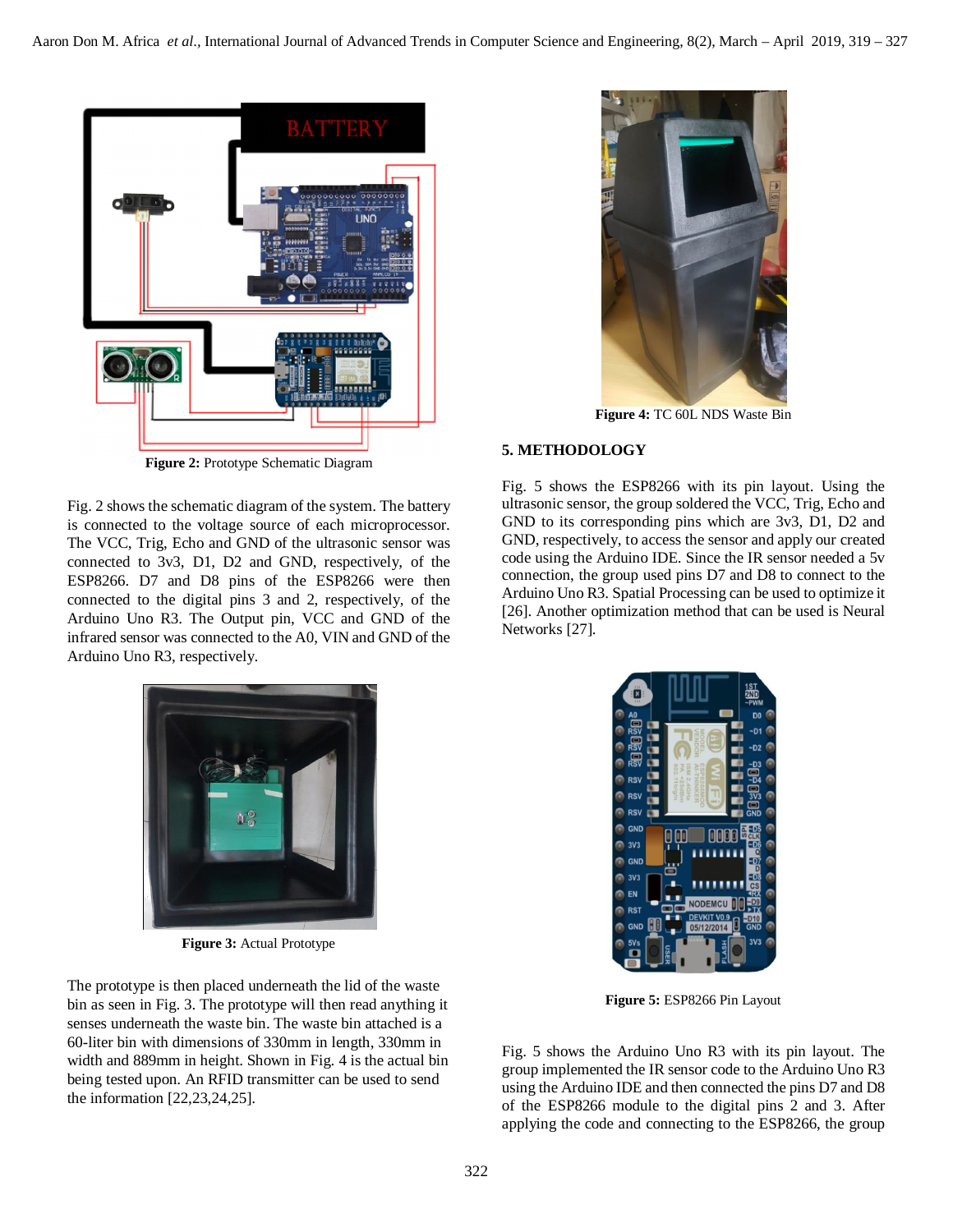Figure 2: Prototype Schematic Diagram

Fig. 2 shows the schematic diagram of the system. The battery is connected to the voltage source of each microprocessor. The VCC, Trig, Echo and GND of the ultrasonic sensor was connected to 3v3, D1, D2 and GND, respectively, of the ESP8266. D7 and D8 pins of the ESP8266 were then connected to the digital pins 3 and 2, respectively, of the Arduino Uno R3. The Output pin, VCC and GND of the infrared sensor was connected to the A0, VIN and GND of the Arduino Uno R3, respectively.

Figure 3: Actual Prototype

The prototype is then placed underneath the lid of the waste bin as seen in Fig. 3. The prototype will then read anything it senses underneath the waste bin. The waste bin attached is a 60-liter bin with dimensions of 330mm in length, 330mm in width and 889mm in height. Shown in Fig. 4 is the actual bin being tested upon. An RFID transmitter can be used to send the information [22,23,24,25].

Figure 4: TC 60L NDS Waste Bin

## 5. METHODOLOGY

Fig. 5 shows the ESP8266 with its pin layout. Using the ultrasonic sensor, the group soldered the VCC, Trig, Echo and GND to its corresponding pins which are 3v3, D1, D2 and GND, respectively, to access the sensor and apply our created code using the Arduino IDE. Since the IR sensor needed a 5v connection, the group used pins D7 and D8 to connect to the Arduino Uno R3. Spatial Processing can be used to optimize it [26]. Another optimization method that can be used is Neural Networks [27].

Figure 5: ESP8266 Pin Layout

Fig. 5 shows the Arduino Uno R3 with its pin layout. The group implemented the IR sensor code to the Arduino Uno R3 using the Arduino IDE and then connected the pins D7 and D8 of the ESP8266 module to the digital pins 2 and 3. After applying the code and connecting to the ESP8266, the group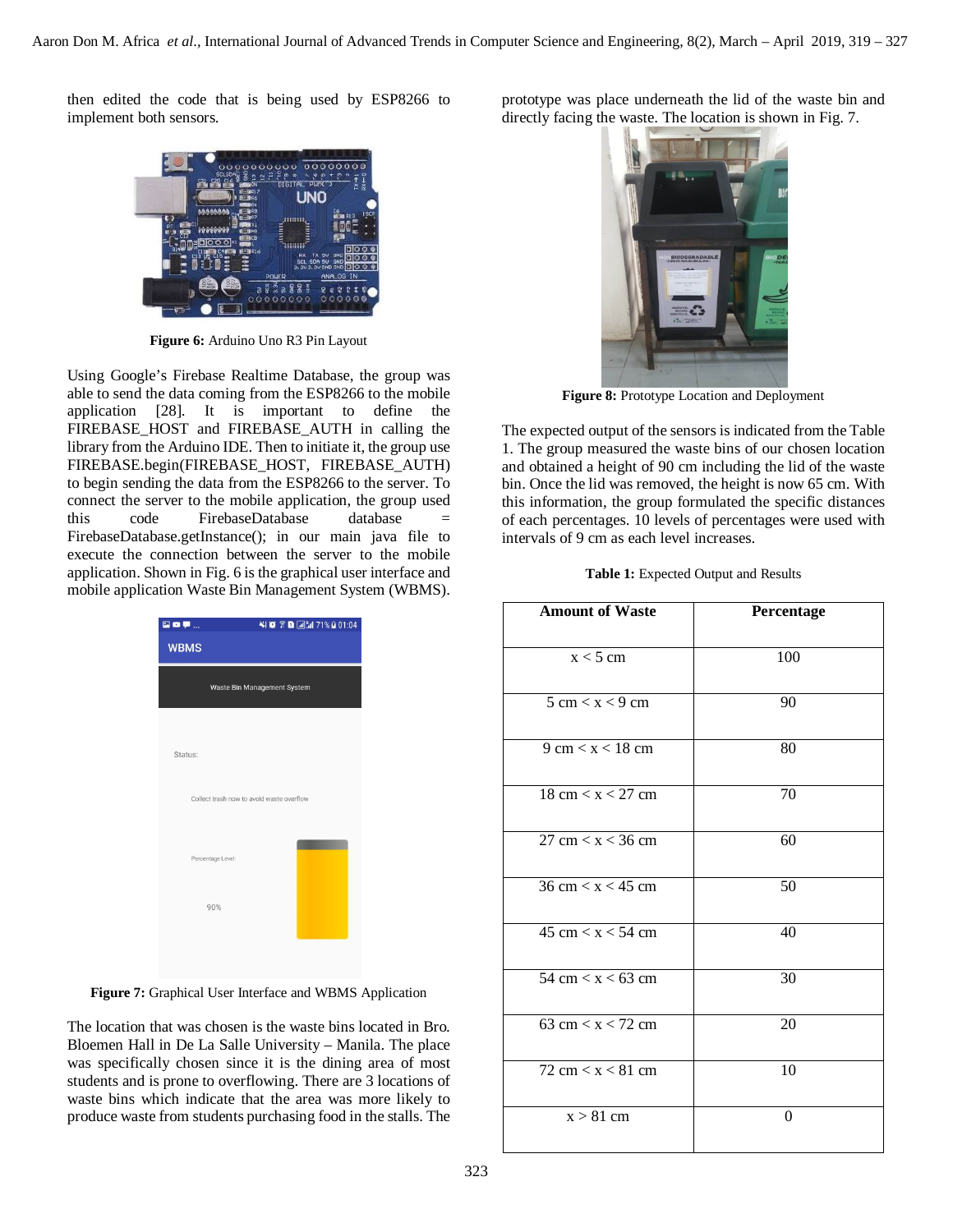then edited the code that is being used by ESP8266 to implement both sensors.

Figure 6: Arduino Uno R3 Pin Layout

Using Google's Firebase Realtime Database, the group was able to send the data coming from the ESP8266 to the mobile application [28]. It is important to define the FIREBASE_HOST and FIREBASE_AUTH in calling the library from the Arduino IDE. Then to initiate it, the group use FIREBASE.begin(FIREBASE_HOST, FIREBASE_AUTH) to begin sending the data from the ESP8266 to the server. To connect the server to the mobile application, the group used this code FirebaseDatabase database = FirebaseDatabase.getInstance(); in our main java file to execute the connection between the server to the mobile application. Shown in Fig. 6 is the graphical user interface and mobile application Waste Bin Management System (WBMS).

Figure 7: Graphical User Interface and WBMS Application

The location that was chosen is the waste bins located in Bro. Bloemen Hall in De La Salle University – Manila. The place was specifically chosen since it is the dining area of most students and is prone to overflowing. There are 3 locations of waste bins which indicate that the area was more likely to produce waste from students purchasing food in the stalls. The prototype was place underneath the lid of the waste bin and directly facing the waste. The location is shown in Fig. 7.

Figure 8: Prototype Location and Deployment

The expected output of the sensors is indicated from the Table 1. The group measured the waste bins of our chosen location and obtained a height of 90 cm including the lid of the waste bin. Once the lid was removed, the height is now 65 cm. With this information, the group formulated the specific distances of each percentages. 10 levels of percentages were used with intervals of 9 cm as each level increases.

**Table 1:** Expected Output and Results

| Amount of Waste | Percentage |
|---|---|
| x < 5 cm | 100 |
| 5 cm < x < 9 cm | 90 |
| 9 cm < x < 18 cm | 80 |
| 18 cm < x < 27 cm | 70 |
| 27 cm < x < 36 cm | 60 |
| 36 cm < x < 45 cm | 50 |
| 45 cm < x < 54 cm | 40 |
| 54 cm < x < 63 cm | 30 |
| 63 cm < x < 72 cm | 20 |
| 72 cm < x < 81 cm | 10 |
| x > 81 cm | 0 |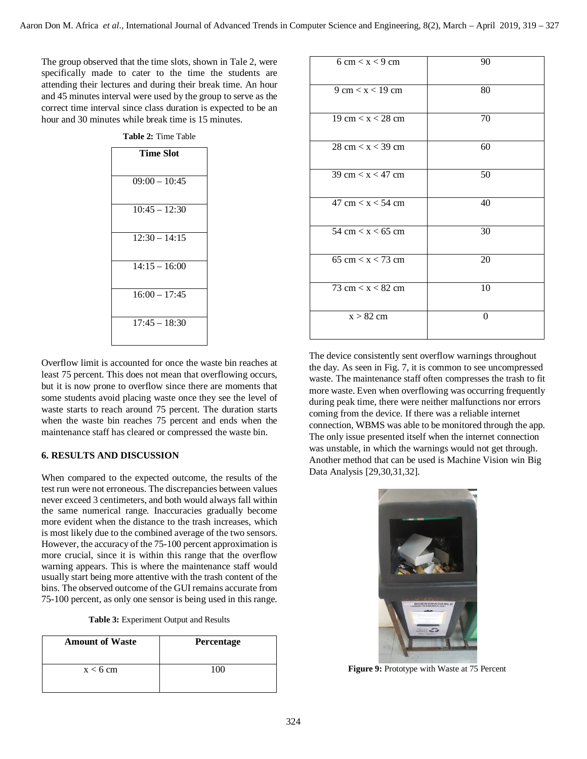The group observed that the time slots, shown in Tale 2, were specifically made to cater to the time the students are attending their lectures and during their break time. An hour and 45 minutes interval were used by the group to serve as the correct time interval since class duration is expected to be an hour and 30 minutes while break time is 15 minutes.

**Table 2:** Time Table

| Time Slot |
|---|
| 09:00 – 10:45 |
| 10:45 – 12:30 |
| 12:30 – 14:15 |
| 14:15 – 16:00 |
| 16:00 – 17:45 |
| 17:45 – 18:30 |

Overflow limit is accounted for once the waste bin reaches at least 75 percent. This does not mean that overflowing occurs, but it is now prone to overflow since there are moments that some students avoid placing waste once they see the level of waste starts to reach around 75 percent. The duration starts when the waste bin reaches 75 percent and ends when the maintenance staff has cleared or compressed the waste bin.

## 6. RESULTS AND DISCUSSION

When compared to the expected outcome, the results of the test run were not erroneous. The discrepancies between values never exceed 3 centimeters, and both would always fall within the same numerical range. Inaccuracies gradually become more evident when the distance to the trash increases, which is most likely due to the combined average of the two sensors. However, the accuracy of the 75-100 percent approximation is more crucial, since it is within this range that the overflow warning appears. This is where the maintenance staff would usually start being more attentive with the trash content of the bins. The observed outcome of the GUI remains accurate from 75-100 percent, as only one sensor is being used in this range.

**Table 3:** Experiment Output and Results

| Amount of Waste | Percentage |
|---|---|
| $x < 6$ cm | 100 |
| 6 cm $< x <$ 9 cm | 90 |
| 9 cm $< x <$ 19 cm | 80 |
| 19 cm $< x <$ 28 cm | 70 |
| 28 cm $< x <$ 39 cm | 60 |
| 39 cm $< x <$ 47 cm | 50 |
| 47 cm $< x <$ 54 cm | 40 |
| 54 cm $< x <$ 65 cm | 30 |
| 65 cm $< x <$ 73 cm | 20 |
| 73 cm $< x <$ 82 cm | 10 |
| $x > 82$ cm | 0 |

The device consistently sent overflow warnings throughout the day. As seen in Fig. 7, it is common to see uncompressed waste. The maintenance staff often compresses the trash to fit more waste. Even when overflowing was occurring frequently during peak time, there were neither malfunctions nor errors coming from the device. If there was a reliable internet connection, WBMS was able to be monitored through the app. The only issue presented itself when the internet connection was unstable, in which the warnings would not get through. Another method that can be used is Machine Vision win Big Data Analysis [29,30,31,32].

**Figure 9:** Prototype with Waste at 75 Percent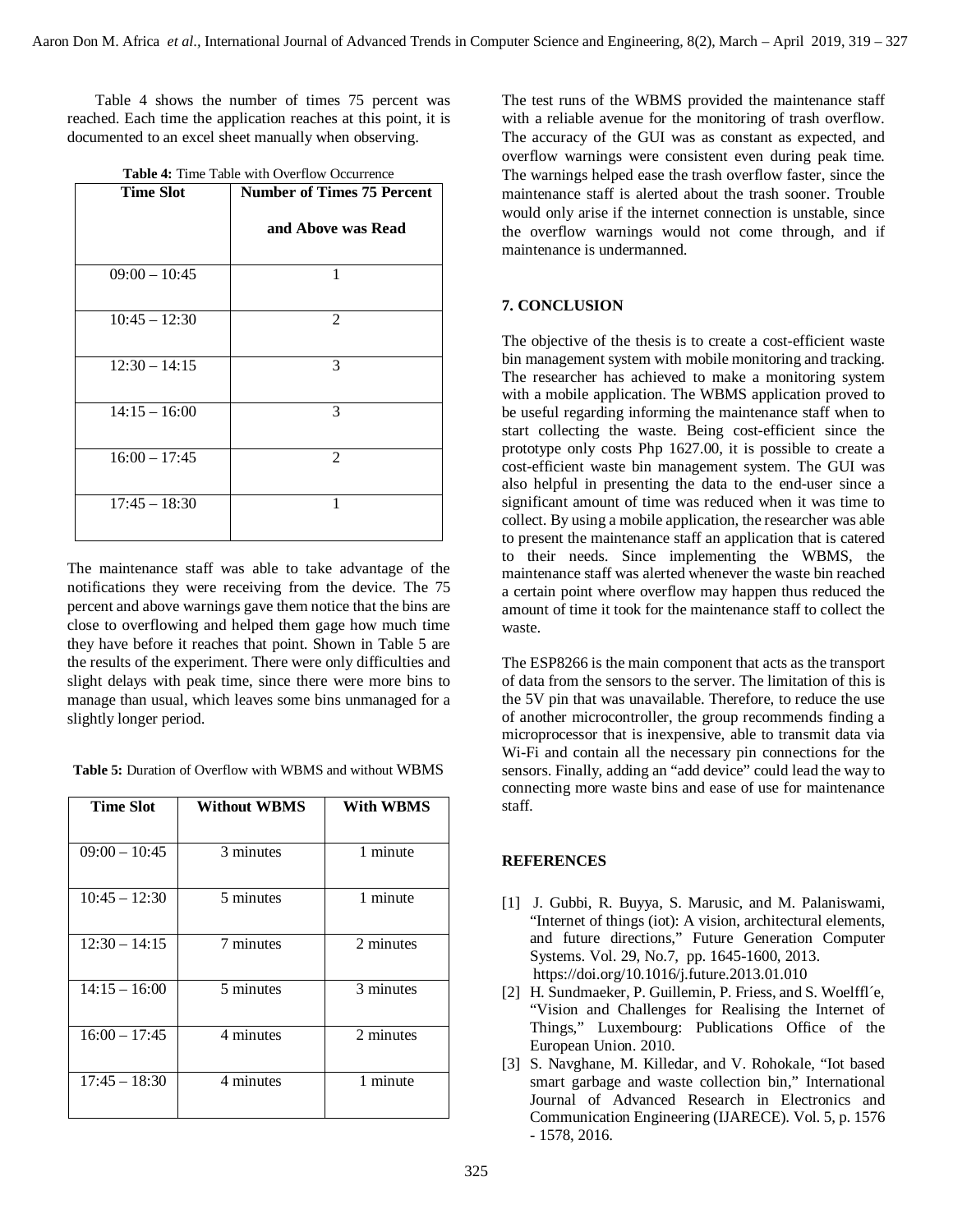Table 4 shows the number of times 75 percent was reached. Each time the application reaches at this point, it is documented to an excel sheet manually when observing.

**Table 4:** Time Table with Overflow Occurrence

| Time Slot | Number of Times 75 Percent and Above was Read |
|---|---|
| 09:00 – 10:45 | 1 |
| 10:45 – 12:30 | 2 |
| 12:30 – 14:15 | 3 |
| 14:15 – 16:00 | 3 |
| 16:00 – 17:45 | 2 |
| 17:45 – 18:30 | 1 |

The maintenance staff was able to take advantage of the notifications they were receiving from the device. The 75 percent and above warnings gave them notice that the bins are close to overflowing and helped them gage how much time they have before it reaches that point. Shown in Table 5 are the results of the experiment. There were only difficulties and slight delays with peak time, since there were more bins to manage than usual, which leaves some bins unmanaged for a slightly longer period.

**Table 5:** Duration of Overflow with WBMS and without WBMS

| Time Slot | Without WBMS | With WBMS |
|---|---|---|
| 09:00 – 10:45 | 3 minutes | 1 minute |
| 10:45 – 12:30 | 5 minutes | 1 minute |
| 12:30 – 14:15 | 7 minutes | 2 minutes |
| 14:15 – 16:00 | 5 minutes | 3 minutes |
| 16:00 – 17:45 | 4 minutes | 2 minutes |
| 17:45 – 18:30 | 4 minutes | 1 minute |

The test runs of the WBMS provided the maintenance staff with a reliable avenue for the monitoring of trash overflow. The accuracy of the GUI was as constant as expected, and overflow warnings were consistent even during peak time. The warnings helped ease the trash overflow faster, since the maintenance staff is alerted about the trash sooner. Trouble would only arise if the internet connection is unstable, since the overflow warnings would not come through, and if maintenance is undermanned.

## 7. CONCLUSION

The objective of the thesis is to create a cost-efficient waste bin management system with mobile monitoring and tracking. The researcher has achieved to make a monitoring system with a mobile application. The WBMS application proved to be useful regarding informing the maintenance staff when to start collecting the waste. Being cost-efficient since the prototype only costs Php 1627.00, it is possible to create a cost-efficient waste bin management system. The GUI was also helpful in presenting the data to the end-user since a significant amount of time was reduced when it was time to collect. By using a mobile application, the researcher was able to present the maintenance staff an application that is catered to their needs. Since implementing the WBMS, the maintenance staff was alerted whenever the waste bin reached a certain point where overflow may happen thus reduced the amount of time it took for the maintenance staff to collect the waste.

The ESP8266 is the main component that acts as the transport of data from the sensors to the server. The limitation of this is the 5V pin that was unavailable. Therefore, to reduce the use of another microcontroller, the group recommends finding a microprocessor that is inexpensive, able to transmit data via Wi-Fi and contain all the necessary pin connections for the sensors. Finally, adding an "add device" could lead the way to connecting more waste bins and ease of use for maintenance staff.

## REFERENCES

[1] J. Gubbi, R. Buyya, S. Marusic, and M. Palaniswami, "Internet of things (iot): A vision, architectural elements, and future directions," Future Generation Computer Systems. Vol. 29, No.7, pp. 1645-1600, 2013. https://doi.org/10.1016/j.future.2013.01.010

[2] H. Sundmaeker, P. Guillemin, P. Friess, and S. Woelffl´e, "Vision and Challenges for Realising the Internet of Things," Luxembourg: Publications Office of the European Union. 2010.

[3] S. Navghane, M. Killedar, and V. Rohokale, "Iot based smart garbage and waste collection bin," International Journal of Advanced Research in Electronics and Communication Engineering (IJARECE). Vol. 5, p. 1576 - 1578, 2016.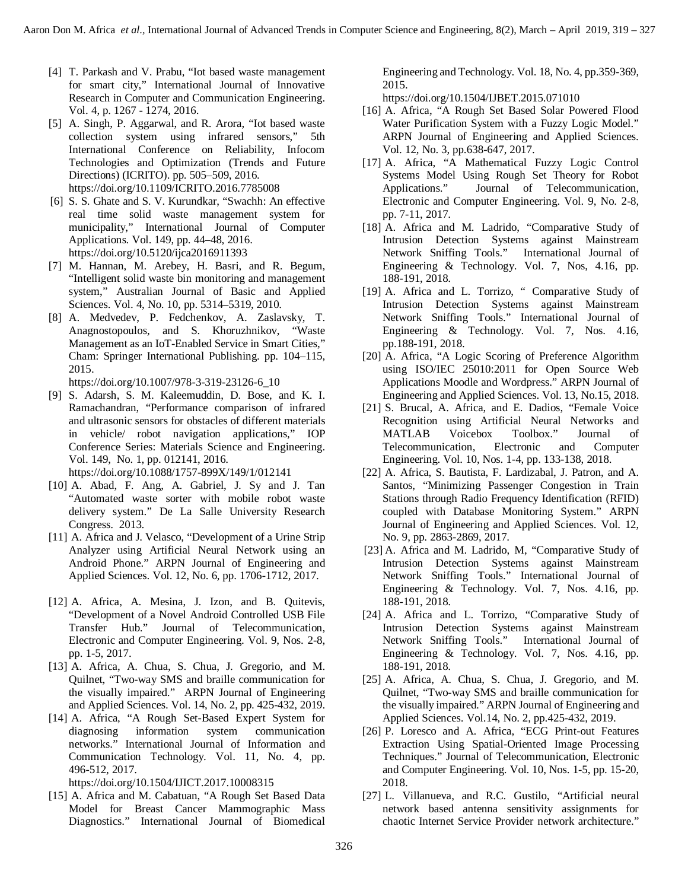[4] T. Parkash and V. Prabu, "Iot based waste management for smart city," International Journal of Innovative Research in Computer and Communication Engineering. Vol. 4, p. 1267 - 1274, 2016.

[5] A. Singh, P. Aggarwal, and R. Arora, "Iot based waste collection system using infrared sensors," 5th International Conference on Reliability, Infocom Technologies and Optimization (Trends and Future Directions) (ICRITO). pp. 505–509, 2016. https://doi.org/10.1109/ICRITO.2016.7785008

[6] S. S. Ghate and S. V. Kurundkar, "Swachh: An effective real time solid waste management system for municipality," International Journal of Computer Applications. Vol. 149, pp. 44–48, 2016. https://doi.org/10.5120/ijca2016911393

[7] M. Hannan, M. Arebey, H. Basri, and R. Begum, "Intelligent solid waste bin monitoring and management system," Australian Journal of Basic and Applied Sciences. Vol. 4, No. 10, pp. 5314–5319, 2010.

[8] A. Medvedev, P. Fedchenkov, A. Zaslavsky, T. Anagnostopoulos, and S. Khoruzhnikov, "Waste Management as an IoT-Enabled Service in Smart Cities," Cham: Springer International Publishing. pp. 104–115, 2015. https://doi.org/10.1007/978-3-319-23126-6_10

[9] S. Adarsh, S. M. Kaleemuddin, D. Bose, and K. I. Ramachandran, "Performance comparison of infrared and ultrasonic sensors for obstacles of different materials in vehicle/ robot navigation applications," IOP Conference Series: Materials Science and Engineering. Vol. 149, No. 1, pp. 012141, 2016. https://doi.org/10.1088/1757-899X/149/1/012141

[10] A. Abad, F. Ang, A. Gabriel, J. Sy and J. Tan "Automated waste sorter with mobile robot waste delivery system." De La Salle University Research Congress. 2013.

[11] A. Africa and J. Velasco, "Development of a Urine Strip Analyzer using Artificial Neural Network using an Android Phone." ARPN Journal of Engineering and Applied Sciences. Vol. 12, No. 6, pp. 1706-1712, 2017.

[12] A. Africa, A. Mesina, J. Izon, and B. Quitevis, "Development of a Novel Android Controlled USB File Transfer Hub." Journal of Telecommunication, Electronic and Computer Engineering. Vol. 9, Nos. 2-8, pp. 1-5, 2017.

[13] A. Africa, A. Chua, S. Chua, J. Gregorio, and M. Quilnet, "Two-way SMS and braille communication for the visually impaired." ARPN Journal of Engineering and Applied Sciences. Vol. 14, No. 2, pp. 425-432, 2019.

[14] A. Africa, "A Rough Set-Based Expert System for diagnosing information system communication networks." International Journal of Information and Communication Technology. Vol. 11, No. 4, pp. 496-512, 2017. https://doi.org/10.1504/IJICT.2017.10008315

[15] A. Africa and M. Cabatuan, "A Rough Set Based Data Model for Breast Cancer Mammographic Mass Diagnostics." International Journal of Biomedical Engineering and Technology. Vol. 18, No. 4, pp.359-369, 2015. https://doi.org/10.1504/IJBET.2015.071010

[16] A. Africa, "A Rough Set Based Solar Powered Flood Water Purification System with a Fuzzy Logic Model." ARPN Journal of Engineering and Applied Sciences. Vol. 12, No. 3, pp.638-647, 2017.

[17] A. Africa, "A Mathematical Fuzzy Logic Control Systems Model Using Rough Set Theory for Robot Applications." Journal of Telecommunication, Electronic and Computer Engineering. Vol. 9, No. 2-8, pp. 7-11, 2017.

[18] A. Africa and M. Ladrido, "Comparative Study of Intrusion Detection Systems against Mainstream Network Sniffing Tools." International Journal of Engineering & Technology. Vol. 7, Nos, 4.16, pp. 188-191, 2018.

[19] A. Africa and L. Torrizo, " Comparative Study of Intrusion Detection Systems against Mainstream Network Sniffing Tools." International Journal of Engineering & Technology. Vol. 7, Nos. 4.16, pp.188-191, 2018.

[20] A. Africa, "A Logic Scoring of Preference Algorithm using ISO/IEC 25010:2011 for Open Source Web Applications Moodle and Wordpress." ARPN Journal of Engineering and Applied Sciences. Vol. 13, No.15, 2018.

[21] S. Brucal, A. Africa, and E. Dadios, "Female Voice Recognition using Artificial Neural Networks and MATLAB Voicebox Toolbox." Journal of Telecommunication, Electronic and Computer Engineering. Vol. 10, Nos. 1-4, pp. 133-138, 2018.

[22] A. Africa, S. Bautista, F. Lardizabal, J. Patron, and A. Santos, "Minimizing Passenger Congestion in Train Stations through Radio Frequency Identification (RFID) coupled with Database Monitoring System." ARPN Journal of Engineering and Applied Sciences. Vol. 12, No. 9, pp. 2863-2869, 2017.

[23] A. Africa and M. Ladrido, M, "Comparative Study of Intrusion Detection Systems against Mainstream Network Sniffing Tools." International Journal of Engineering & Technology. Vol. 7, Nos. 4.16, pp. 188-191, 2018.

[24] A. Africa and L. Torrizo, "Comparative Study of Intrusion Detection Systems against Mainstream Network Sniffing Tools." International Journal of Engineering & Technology. Vol. 7, Nos. 4.16, pp. 188-191, 2018.

[25] A. Africa, A. Chua, S. Chua, J. Gregorio, and M. Quilnet, "Two-way SMS and braille communication for the visually impaired." ARPN Journal of Engineering and Applied Sciences. Vol.14, No. 2, pp.425-432, 2019.

[26] P. Loresco and A. Africa, "ECG Print-out Features Extraction Using Spatial-Oriented Image Processing Techniques." Journal of Telecommunication, Electronic and Computer Engineering. Vol. 10, Nos. 1-5, pp. 15-20, 2018.

[27] L. Villanueva, and R.C. Gustilo, "Artificial neural network based antenna sensitivity assignments for chaotic Internet Service Provider network architecture."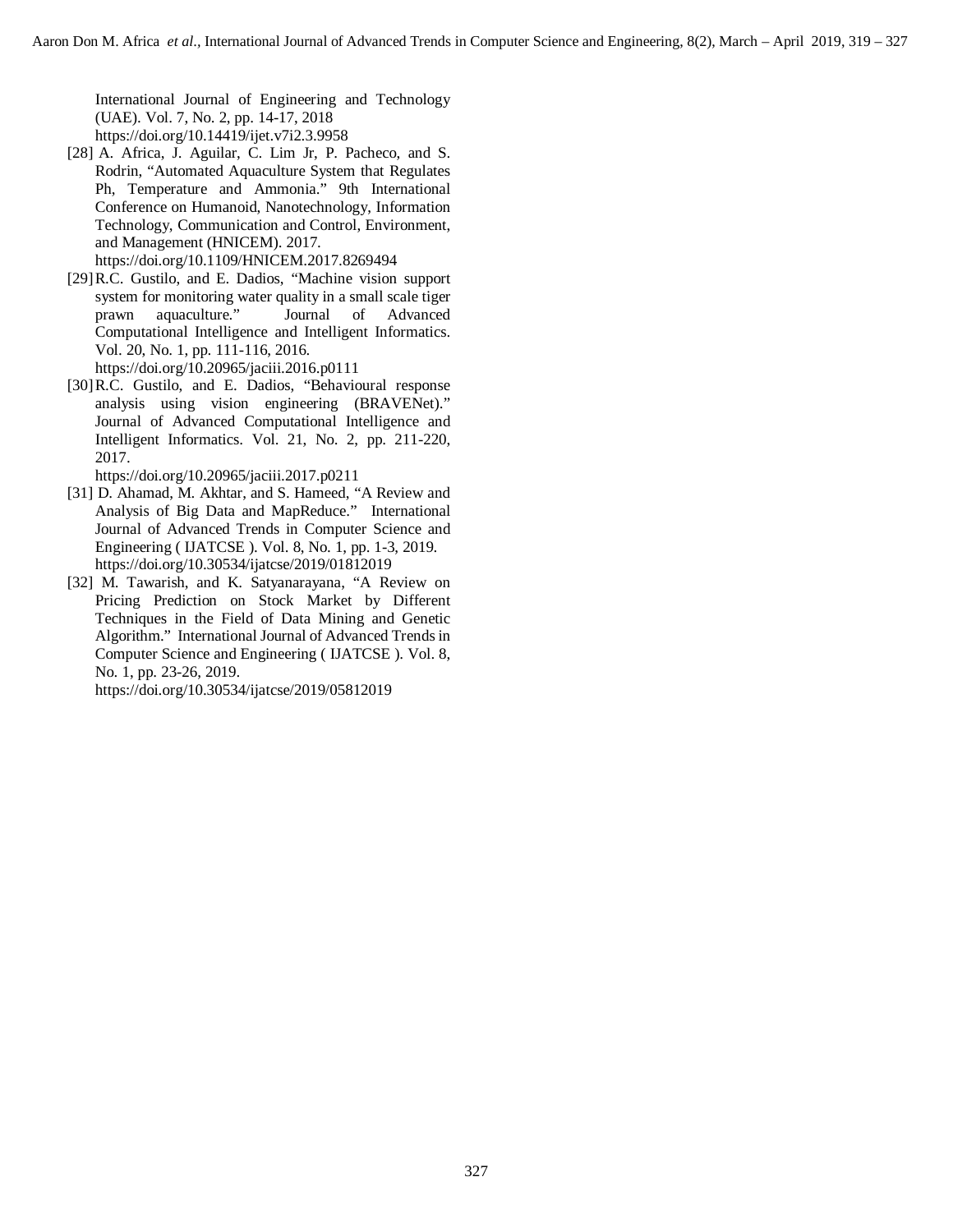International Journal of Engineering and Technology (UAE). Vol. 7, No. 2, pp. 14-17, 2018
https://doi.org/10.14419/ijet.v7i2.3.9958

[28] A. Africa, J. Aguilar, C. Lim Jr, P. Pacheco, and S. Rodrin, "Automated Aquaculture System that Regulates Ph, Temperature and Ammonia." 9th International Conference on Humanoid, Nanotechnology, Information Technology, Communication and Control, Environment, and Management (HNICEM). 2017.
https://doi.org/10.1109/HNICEM.2017.8269494

[29] R.C. Gustilo, and E. Dadios, "Machine vision support system for monitoring water quality in a small scale tiger prawn aquaculture." Journal of Advanced Computational Intelligence and Intelligent Informatics. Vol. 20, No. 1, pp. 111-116, 2016.
https://doi.org/10.20965/jaciii.2016.p0111

[30] R.C. Gustilo, and E. Dadios, "Behavioural response analysis using vision engineering (BRAVENet)." Journal of Advanced Computational Intelligence and Intelligent Informatics. Vol. 21, No. 2, pp. 211-220, 2017.
https://doi.org/10.20965/jaciii.2017.p0211

[31] D. Ahamad, M. Akhtar, and S. Hameed, "A Review and Analysis of Big Data and MapReduce." International Journal of Advanced Trends in Computer Science and Engineering ( IJATCSE ). Vol. 8, No. 1, pp. 1-3, 2019.
https://doi.org/10.30534/ijatcse/2019/01812019

[32] M. Tawarish, and K. Satyanarayana, "A Review on Pricing Prediction on Stock Market by Different Techniques in the Field of Data Mining and Genetic Algorithm." International Journal of Advanced Trends in Computer Science and Engineering ( IJATCSE ). Vol. 8, No. 1, pp. 23-26, 2019.
https://doi.org/10.30534/ijatcse/2019/05812019